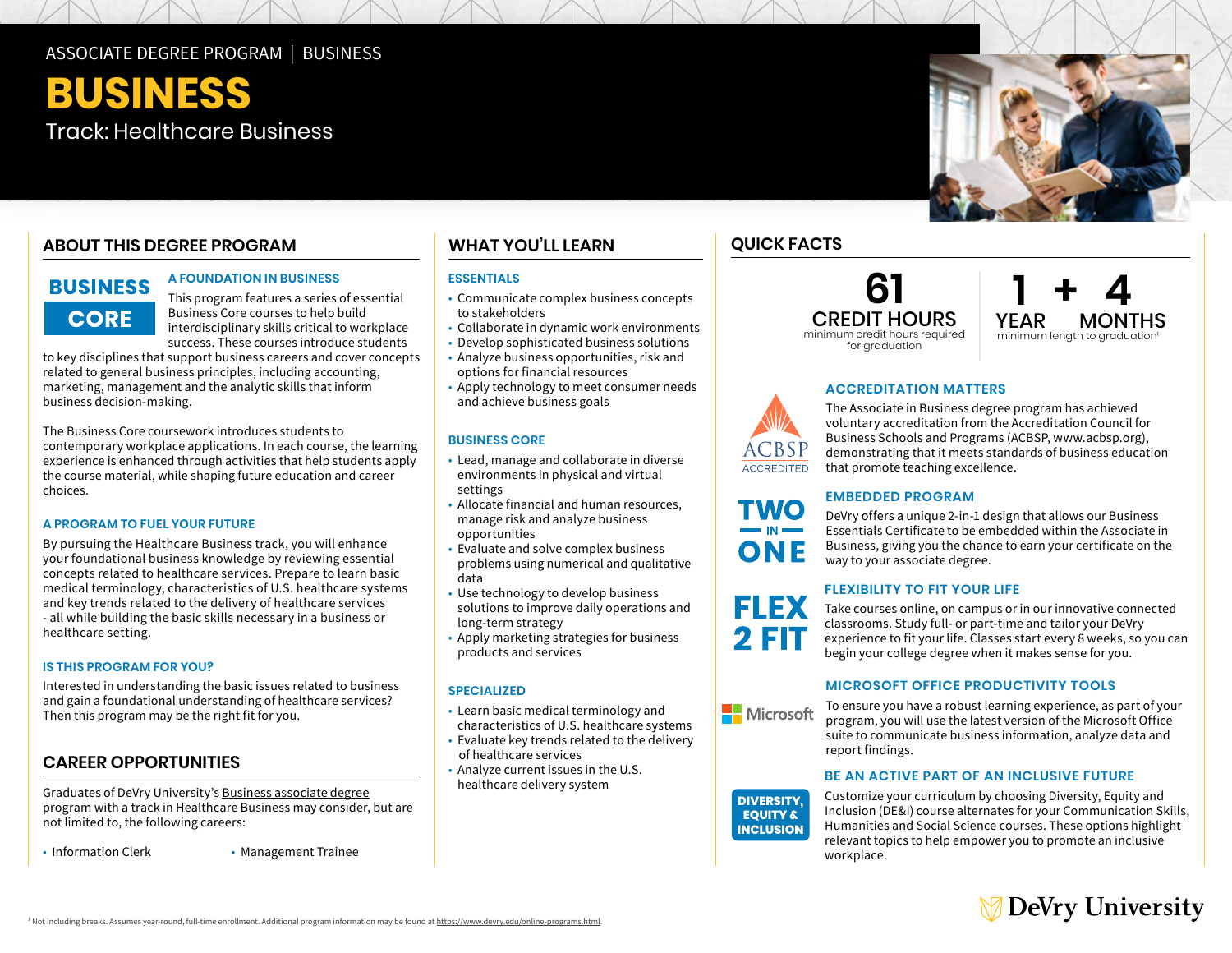ASSOCIATE DEGREE PROGRAM | BUSINESS

# BUSINESS

Track: Healthcare Business

## ABOUT THIS DEGREE PROGRAM

**BUSINESS CORE**

### A FOUNDATION IN BUSINESS

This program features a series of essential Business Core courses to help build interdisciplinary skills critical to workplace success. These courses introduce students to key disciplines that support business careers and cover concepts related to general business principles, including accounting, marketing, management and the analytic skills that inform business decision-making.

The Business Core coursework introduces students to contemporary workplace applications. In each course, the learning experience is enhanced through activities that help students apply the course material, while shaping future education and career choices.

### A PROGRAM TO FUEL YOUR FUTURE

By pursuing the Healthcare Business track, you will enhance your foundational business knowledge by reviewing essential concepts related to healthcare services. Prepare to learn basic medical terminology, characteristics of U.S. healthcare systems and key trends related to the delivery of healthcare services - all while building the basic skills necessary in a business or healthcare setting.

### IS THIS PROGRAM FOR YOU?

Interested in understanding the basic issues related to business and gain a foundational understanding of healthcare services? Then this program may be the right fit for you.

## CAREER OPPORTUNITIES

Graduates of DeVry University's Business associate degree program with a track in Healthcare Business may consider, but are not limited to, the following careers:

- Information Clerk
- Management Trainee

## WHAT YOU'LL LEARN

### ESSENTIALS

- Communicate complex business concepts to stakeholders
- Collaborate in dynamic work environments
- Develop sophisticated business solutions
- Analyze business opportunities, risk and options for financial resources
- Apply technology to meet consumer needs and achieve business goals

### BUSINESS CORE

- Lead, manage and collaborate in diverse environments in physical and virtual settings
- Allocate financial and human resources, manage risk and analyze business opportunities
- Evaluate and solve complex business problems using numerical and qualitative data
- Use technology to develop business solutions to improve daily operations and long-term strategy
- Apply marketing strategies for business products and services

### SPECIALIZED

- Learn basic medical terminology and characteristics of U.S. healthcare systems
- Evaluate key trends related to the delivery of healthcare services
- Analyze current issues in the U.S. healthcare delivery system

## QUICK FACTS

**61 CREDIT HOURS**
minimum credit hours required for graduation

**1 YEAR + 4 MONTHS**
minimum length to graduation[1]

### ACCREDITATION MATTERS

ACBSP ACCREDITED

The Associate in Business degree program has achieved voluntary accreditation from the Accreditation Council for Business Schools and Programs (ACBSP, www.acbsp.org), demonstrating that it meets standards of business education that promote teaching excellence.

### EMBEDDED PROGRAM

TWO IN ONE

DeVry offers a unique 2-in-1 design that allows our Business Essentials Certificate to be embedded within the Associate in Business, giving you the chance to earn your certificate on the way to your associate degree.

### FLEXIBILITY TO FIT YOUR LIFE

FLEX 2 FIT

Take courses online, on campus or in our innovative connected classrooms. Study full- or part-time and tailor your DeVry experience to fit your life. Classes start every 8 weeks, so you can begin your college degree when it makes sense for you.

### MICROSOFT OFFICE PRODUCTIVITY TOOLS

Microsoft

To ensure you have a robust learning experience, as part of your program, you will use the latest version of the Microsoft Office suite to communicate business information, analyze data and report findings.

### BE AN ACTIVE PART OF AN INCLUSIVE FUTURE

DIVERSITY, EQUITY & INCLUSION

Customize your curriculum by choosing Diversity, Equity and Inclusion (DE&I) course alternates for your Communication Skills, Humanities and Social Science courses. These options highlight relevant topics to help empower you to promote an inclusive workplace.

DeVry University

[1] Not including breaks. Assumes year-round, full-time enrollment. Additional program information may be found at https://www.devry.edu/online-programs.html.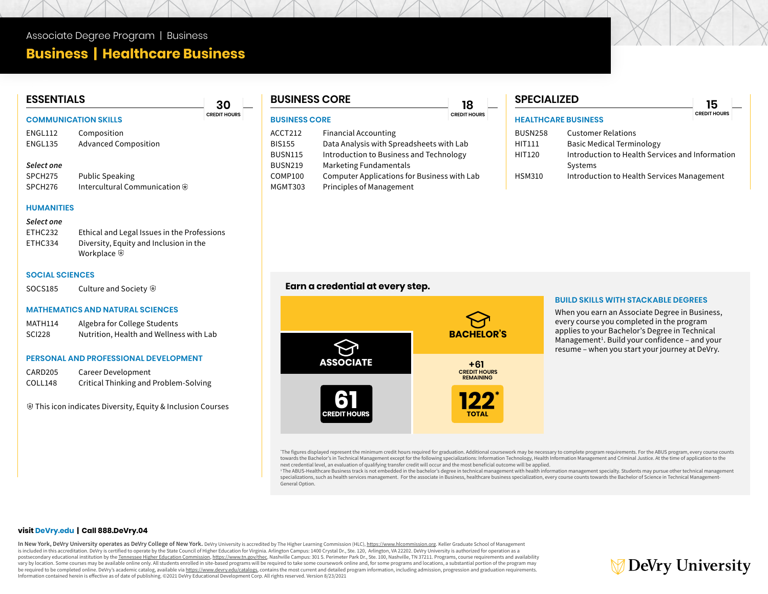Associate Degree Program | Business

# Business | Healthcare Business

## ESSENTIALS

**30** CREDIT HOURS

### COMMUNICATION SKILLS

| | |
|---|---|
| ENGL112 | Composition |
| ENGL135 | Advanced Composition |

*Select one*

| | |
|---|---|
| SPCH275 | Public Speaking |
| SPCH276 | Intercultural Communication ⛨ |

### HUMANITIES

*Select one*

| | |
|---|---|
| ETHC232 | Ethical and Legal Issues in the Professions |
| ETHC334 | Diversity, Equity and Inclusion in the Workplace ⛨ |

### SOCIAL SCIENCES

| | |
|---|---|
| SOCS185 | Culture and Society ⛨ |

### MATHEMATICS AND NATURAL SCIENCES

| | |
|---|---|
| MATH114 | Algebra for College Students |
| SCI228 | Nutrition, Health and Wellness with Lab |

### PERSONAL AND PROFESSIONAL DEVELOPMENT

| | |
|---|---|
| CARD205 | Career Development |
| COLL148 | Critical Thinking and Problem-Solving |

⛨ This icon indicates Diversity, Equity & Inclusion Courses

## BUSINESS CORE

**18** CREDIT HOURS

### BUSINESS CORE

| | |
|---|---|
| ACCT212 | Financial Accounting |
| BIS155 | Data Analysis with Spreadsheets with Lab |
| BUSN115 | Introduction to Business and Technology |
| BUSN219 | Marketing Fundamentals |
| COMP100 | Computer Applications for Business with Lab |
| MGMT303 | Principles of Management |

## SPECIALIZED

**15** CREDIT HOURS

### HEALTHCARE BUSINESS

| | |
|---|---|
| BUSN258 | Customer Relations |
| HIT111 | Basic Medical Terminology |
| HIT120 | Introduction to Health Services and Information Systems |
| HSM310 | Introduction to Health Services Management |

**Earn a credential at every step.**

ASSOCIATE

61 CREDIT HOURS

BACHELOR'S

+61 CREDIT HOURS REMAINING

122* TOTAL

### BUILD SKILLS WITH STACKABLE DEGREES

When you earn an Associate Degree in Business, every course you completed in the program applies to your Bachelor's Degree in Technical Management[1]. Build your confidence – and your resume – when you start your journey at DeVry.

*The figures displayed represent the minimum credit hours required for graduation. Additional coursework may be necessary to complete program requirements. For the ABUS program, every course counts towards the Bachelor's in Technical Management except for the following specializations: Information Technology, Health Information Management and Criminal Justice. At the time of application to the next credential level, an evaluation of qualifying transfer credit will occur and the most beneficial outcome will be applied.

[1] The ABUS-Healthcare Business track is not embedded in the bachelor's degree in technical management with health information management specialty. Students may pursue other technical management specializations, such as health services management. For the associate in Business, healthcare business specialization, every course counts towards the Bachelor of Science in Technical Management-General Option.

**visit DeVry.edu | Call 888.DeVry.04**

**In New York, DeVry University operates as DeVry College of New York.** DeVry University is accredited by The Higher Learning Commission (HLC), https://www.hlcommission.org. Keller Graduate School of Management is included in this accreditation. DeVry is certified to operate by the State Council of Higher Education for Virginia. Arlington Campus: 1400 Crystal Dr., Ste. 120, Arlington, VA 22202. DeVry University is authorized for operation as a postsecondary educational institution by the Tennessee Higher Education Commission, https://www.tn.gov/thec. Nashville Campus: 301 S. Perimeter Park Dr., Ste. 100, Nashville, TN 37211. Programs, course requirements and availability vary by location. Some courses may be available online only. All students enrolled in site-based programs will be required to take some coursework online and, for some programs and locations, a substantial portion of the program may be required to be completed online. DeVry's academic catalog, available via https://www.devry.edu/catalogs, contains the most current and detailed program information, including admission, progression and graduation requirements. Information contained herein is effective as of date of publishing. ©2021 DeVry Educational Development Corp. All rights reserved. Version 8/23/2021

DeVry University